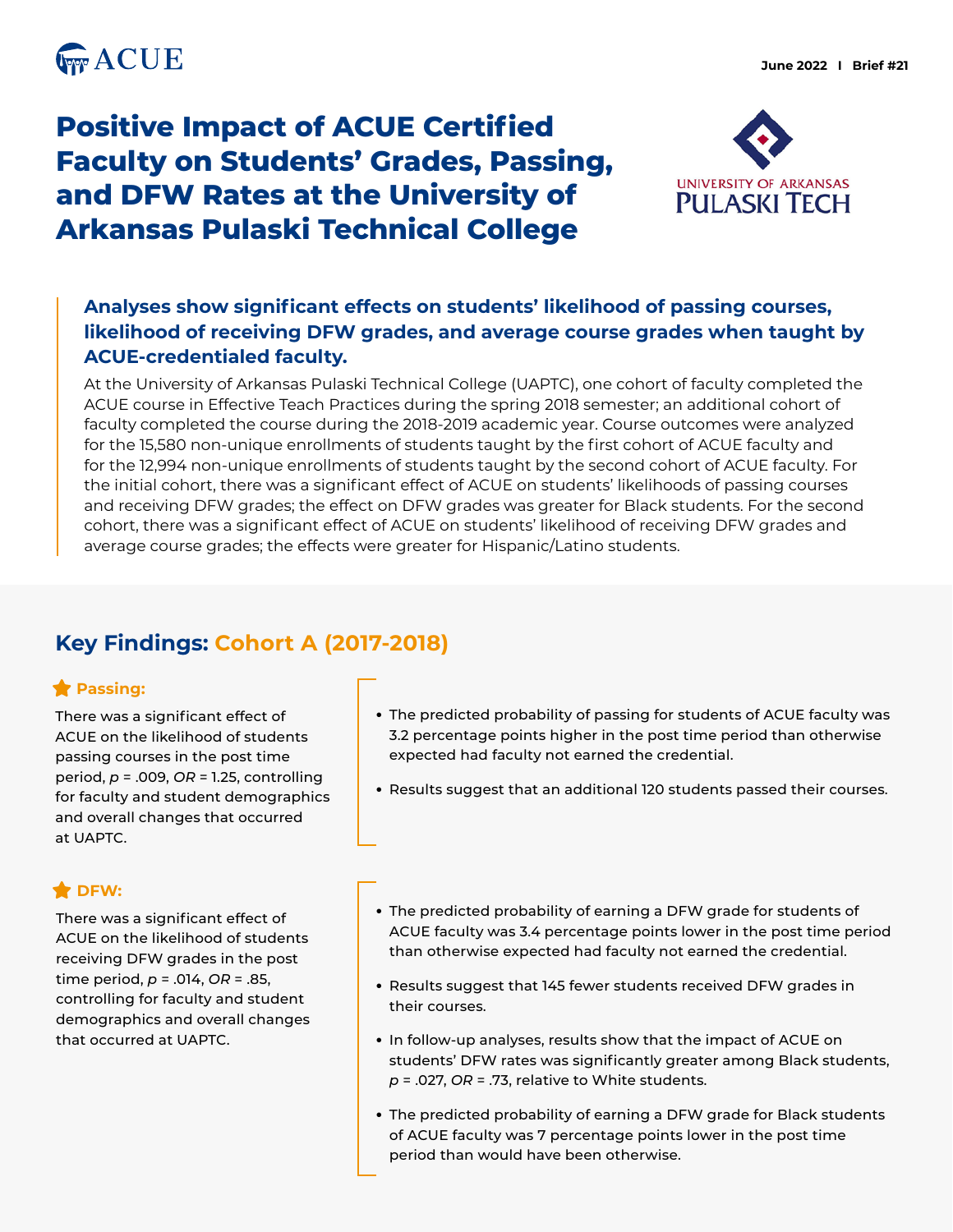June 2022 | Brief #21

# Positive Impact of ACUE Certified Faculty on Students' Grades, Passing, and DFW Rates at the University of Arkansas Pulaski Technical College

**Analyses show significant effects on students' likelihood of passing courses, likelihood of receiving DFW grades, and average course grades when taught by ACUE-credentialed faculty.**

At the University of Arkansas Pulaski Technical College (UAPTC), one cohort of faculty completed the ACUE course in Effective Teach Practices during the spring 2018 semester; an additional cohort of faculty completed the course during the 2018-2019 academic year. Course outcomes were analyzed for the 15,580 non-unique enrollments of students taught by the first cohort of ACUE faculty and for the 12,994 non-unique enrollments of students taught by the second cohort of ACUE faculty. For the initial cohort, there was a significant effect of ACUE on students' likelihoods of passing courses and receiving DFW grades; the effect on DFW grades was greater for Black students. For the second cohort, there was a significant effect of ACUE on students' likelihood of receiving DFW grades and average course grades; the effects were greater for Hispanic/Latino students.

## Key Findings: Cohort A (2017-2018)

### Passing:

There was a significant effect of ACUE on the likelihood of students passing courses in the post time period, $p = .009$, $OR = 1.25$, controlling for faculty and student demographics and overall changes that occurred at UAPTC.

- The predicted probability of passing for students of ACUE faculty was 3.2 percentage points higher in the post time period than otherwise expected had faculty not earned the credential.
- Results suggest that an additional 120 students passed their courses.

### DFW:

There was a significant effect of ACUE on the likelihood of students receiving DFW grades in the post time period, $p = .014$, $OR = .85$, controlling for faculty and student demographics and overall changes that occurred at UAPTC.

- The predicted probability of earning a DFW grade for students of ACUE faculty was 3.4 percentage points lower in the post time period than otherwise expected had faculty not earned the credential.
- Results suggest that 145 fewer students received DFW grades in their courses.
- In follow-up analyses, results show that the impact of ACUE on students' DFW rates was significantly greater among Black students, $p = .027$, $OR = .73$, relative to White students.
- The predicted probability of earning a DFW grade for Black students of ACUE faculty was 7 percentage points lower in the post time period than would have been otherwise.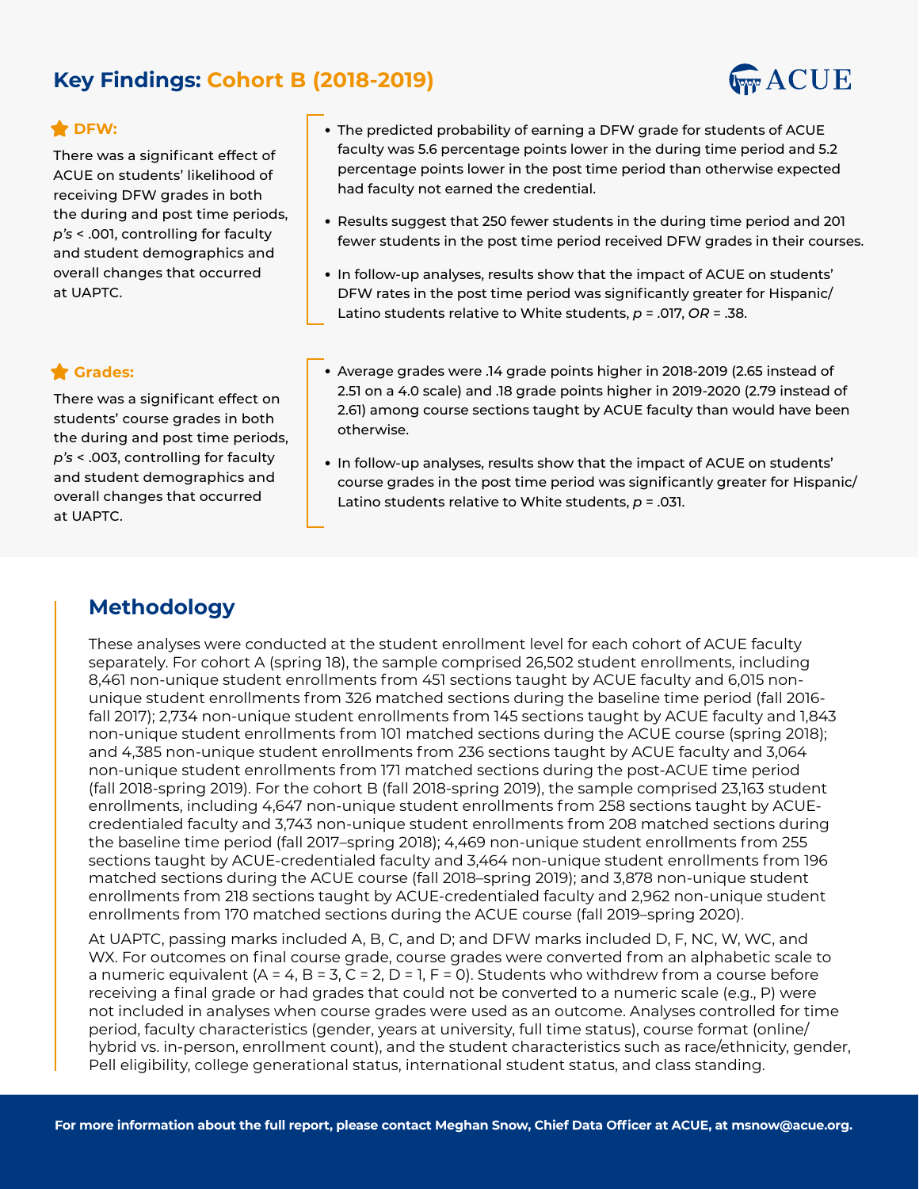## Key Findings: Cohort B (2018-2019)

ACUE

### DFW:

There was a significant effect of ACUE on students' likelihood of receiving DFW grades in both the during and post time periods, *p's* < .001, controlling for faculty and student demographics and overall changes that occurred at UAPTC.

- The predicted probability of earning a DFW grade for students of ACUE faculty was 5.6 percentage points lower in the during time period and 5.2 percentage points lower in the post time period than otherwise expected had faculty not earned the credential.
- Results suggest that 250 fewer students in the during time period and 201 fewer students in the post time period received DFW grades in their courses.
- In follow-up analyses, results show that the impact of ACUE on students' DFW rates in the post time period was significantly greater for Hispanic/Latino students relative to White students, *p* = .017, *OR* = .38.

### Grades:

There was a significant effect on students' course grades in both the during and post time periods, *p's* < .003, controlling for faculty and student demographics and overall changes that occurred at UAPTC.

- Average grades were .14 grade points higher in 2018-2019 (2.65 instead of 2.51 on a 4.0 scale) and .18 grade points higher in 2019-2020 (2.79 instead of 2.61) among course sections taught by ACUE faculty than would have been otherwise.
- In follow-up analyses, results show that the impact of ACUE on students' course grades in the post time period was significantly greater for Hispanic/Latino students relative to White students, *p* = .031.

## Methodology

These analyses were conducted at the student enrollment level for each cohort of ACUE faculty separately. For cohort A (spring 18), the sample comprised 26,502 student enrollments, including 8,461 non-unique student enrollments from 451 sections taught by ACUE faculty and 6,015 non-unique student enrollments from 326 matched sections during the baseline time period (fall 2016-fall 2017); 2,734 non-unique student enrollments from 145 sections taught by ACUE faculty and 1,843 non-unique student enrollments from 101 matched sections during the ACUE course (spring 2018); and 4,385 non-unique student enrollments from 236 sections taught by ACUE faculty and 3,064 non-unique student enrollments from 171 matched sections during the post-ACUE time period (fall 2018-spring 2019). For the cohort B (fall 2018-spring 2019), the sample comprised 23,163 student enrollments, including 4,647 non-unique student enrollments from 258 sections taught by ACUE-credentialed faculty and 3,743 non-unique student enrollments from 208 matched sections during the baseline time period (fall 2017–spring 2018); 4,469 non-unique student enrollments from 255 sections taught by ACUE-credentialed faculty and 3,464 non-unique student enrollments from 196 matched sections during the ACUE course (fall 2018–spring 2019); and 3,878 non-unique student enrollments from 218 sections taught by ACUE-credentialed faculty and 2,962 non-unique student enrollments from 170 matched sections during the ACUE course (fall 2019–spring 2020).

At UAPTC, passing marks included A, B, C, and D; and DFW marks included D, F, NC, W, WC, and WX. For outcomes on final course grade, course grades were converted from an alphabetic scale to a numeric equivalent (A = 4, B = 3, C = 2, D = 1, F = 0). Students who withdrew from a course before receiving a final grade or had grades that could not be converted to a numeric scale (e.g., P) were not included in analyses when course grades were used as an outcome. Analyses controlled for time period, faculty characteristics (gender, years at university, full time status), course format (online/hybrid vs. in-person, enrollment count), and the student characteristics such as race/ethnicity, gender, Pell eligibility, college generational status, international student status, and class standing.

**For more information about the full report, please contact Meghan Snow, Chief Data Officer at ACUE, at msnow@acue.org.**